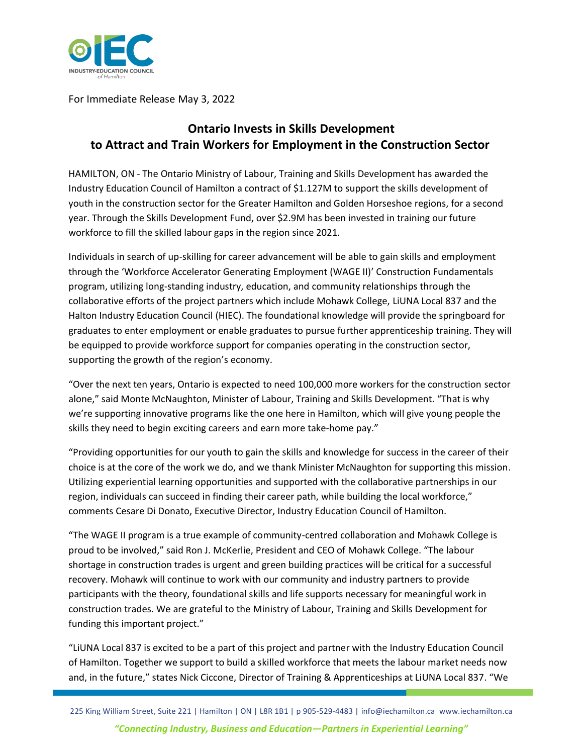For Immediate Release May 3, 2022

## Ontario Invests in Skills Development to Attract and Train Workers for Employment in the Construction Sector

HAMILTON, ON - The Ontario Ministry of Labour, Training and Skills Development has awarded the Industry Education Council of Hamilton a contract of $1.127M to support the skills development of youth in the construction sector for the Greater Hamilton and Golden Horseshoe regions, for a second year. Through the Skills Development Fund, over $2.9M has been invested in training our future workforce to fill the skilled labour gaps in the region since 2021.

Individuals in search of up-skilling for career advancement will be able to gain skills and employment through the 'Workforce Accelerator Generating Employment (WAGE II)' Construction Fundamentals program, utilizing long-standing industry, education, and community relationships through the collaborative efforts of the project partners which include Mohawk College, LiUNA Local 837 and the Halton Industry Education Council (HIEC). The foundational knowledge will provide the springboard for graduates to enter employment or enable graduates to pursue further apprenticeship training. They will be equipped to provide workforce support for companies operating in the construction sector, supporting the growth of the region's economy.

"Over the next ten years, Ontario is expected to need 100,000 more workers for the construction sector alone," said Monte McNaughton, Minister of Labour, Training and Skills Development. "That is why we're supporting innovative programs like the one here in Hamilton, which will give young people the skills they need to begin exciting careers and earn more take-home pay."

"Providing opportunities for our youth to gain the skills and knowledge for success in the career of their choice is at the core of the work we do, and we thank Minister McNaughton for supporting this mission. Utilizing experiential learning opportunities and supported with the collaborative partnerships in our region, individuals can succeed in finding their career path, while building the local workforce," comments Cesare Di Donato, Executive Director, Industry Education Council of Hamilton.

"The WAGE II program is a true example of community-centred collaboration and Mohawk College is proud to be involved," said Ron J. McKerlie, President and CEO of Mohawk College. "The labour shortage in construction trades is urgent and green building practices will be critical for a successful recovery. Mohawk will continue to work with our community and industry partners to provide participants with the theory, foundational skills and life supports necessary for meaningful work in construction trades. We are grateful to the Ministry of Labour, Training and Skills Development for funding this important project."

"LiUNA Local 837 is excited to be a part of this project and partner with the Industry Education Council of Hamilton. Together we support to build a skilled workforce that meets the labour market needs now and, in the future," states Nick Ciccone, Director of Training & Apprenticeships at LiUNA Local 837. "We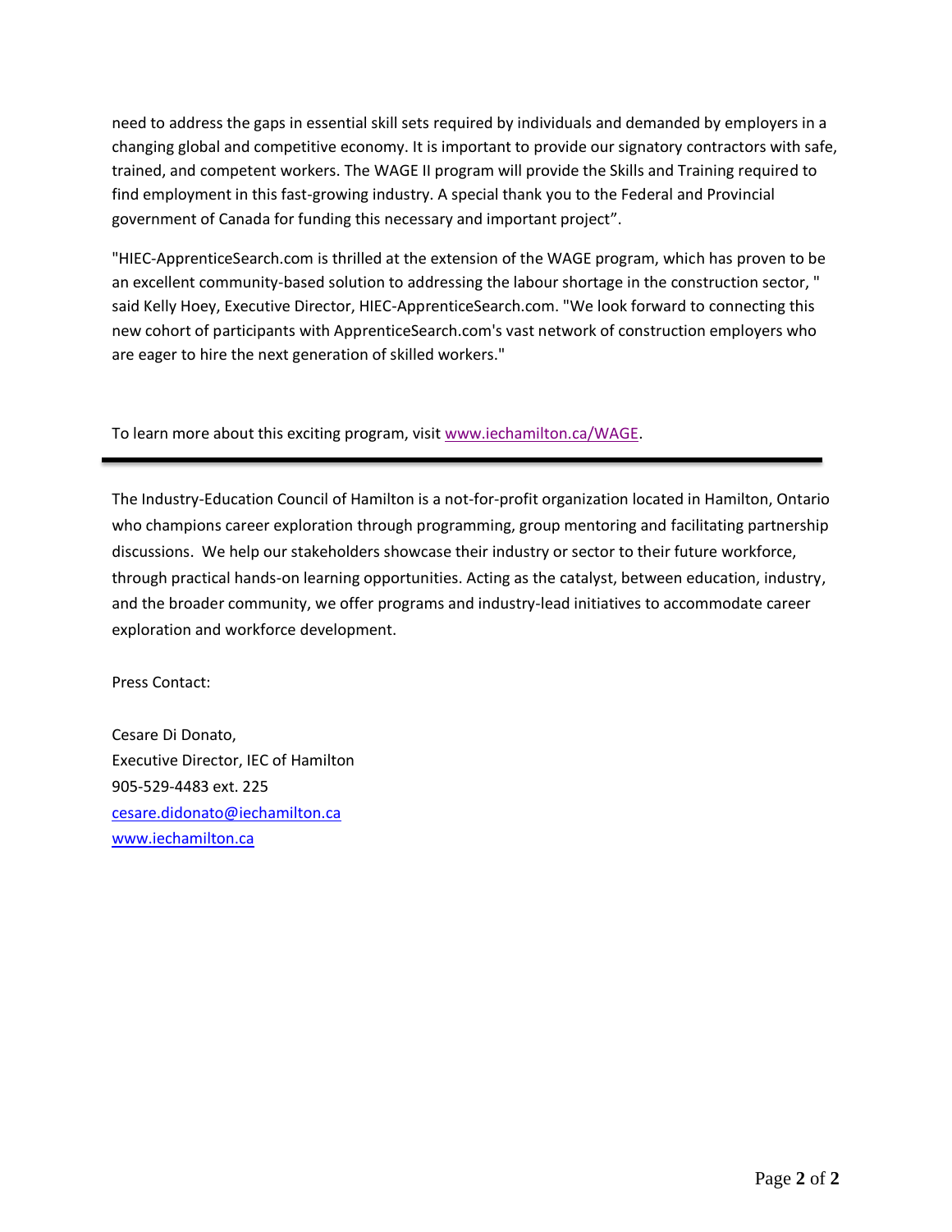need to address the gaps in essential skill sets required by individuals and demanded by employers in a changing global and competitive economy. It is important to provide our signatory contractors with safe, trained, and competent workers. The WAGE II program will provide the Skills and Training required to find employment in this fast-growing industry. A special thank you to the Federal and Provincial government of Canada for funding this necessary and important project".

"HIEC-ApprenticeSearch.com is thrilled at the extension of the WAGE program, which has proven to be an excellent community-based solution to addressing the labour shortage in the construction sector, " said Kelly Hoey, Executive Director, HIEC-ApprenticeSearch.com. "We look forward to connecting this new cohort of participants with ApprenticeSearch.com's vast network of construction employers who are eager to hire the next generation of skilled workers."

To learn more about this exciting program, visit www.iechamilton.ca/WAGE.

---

The Industry-Education Council of Hamilton is a not-for-profit organization located in Hamilton, Ontario who champions career exploration through programming, group mentoring and facilitating partnership discussions. We help our stakeholders showcase their industry or sector to their future workforce, through practical hands-on learning opportunities. Acting as the catalyst, between education, industry, and the broader community, we offer programs and industry-lead initiatives to accommodate career exploration and workforce development.

Press Contact:

Cesare Di Donato,
Executive Director, IEC of Hamilton
905-529-4483 ext. 225
cesare.didonato@iechamilton.ca
www.iechamilton.ca